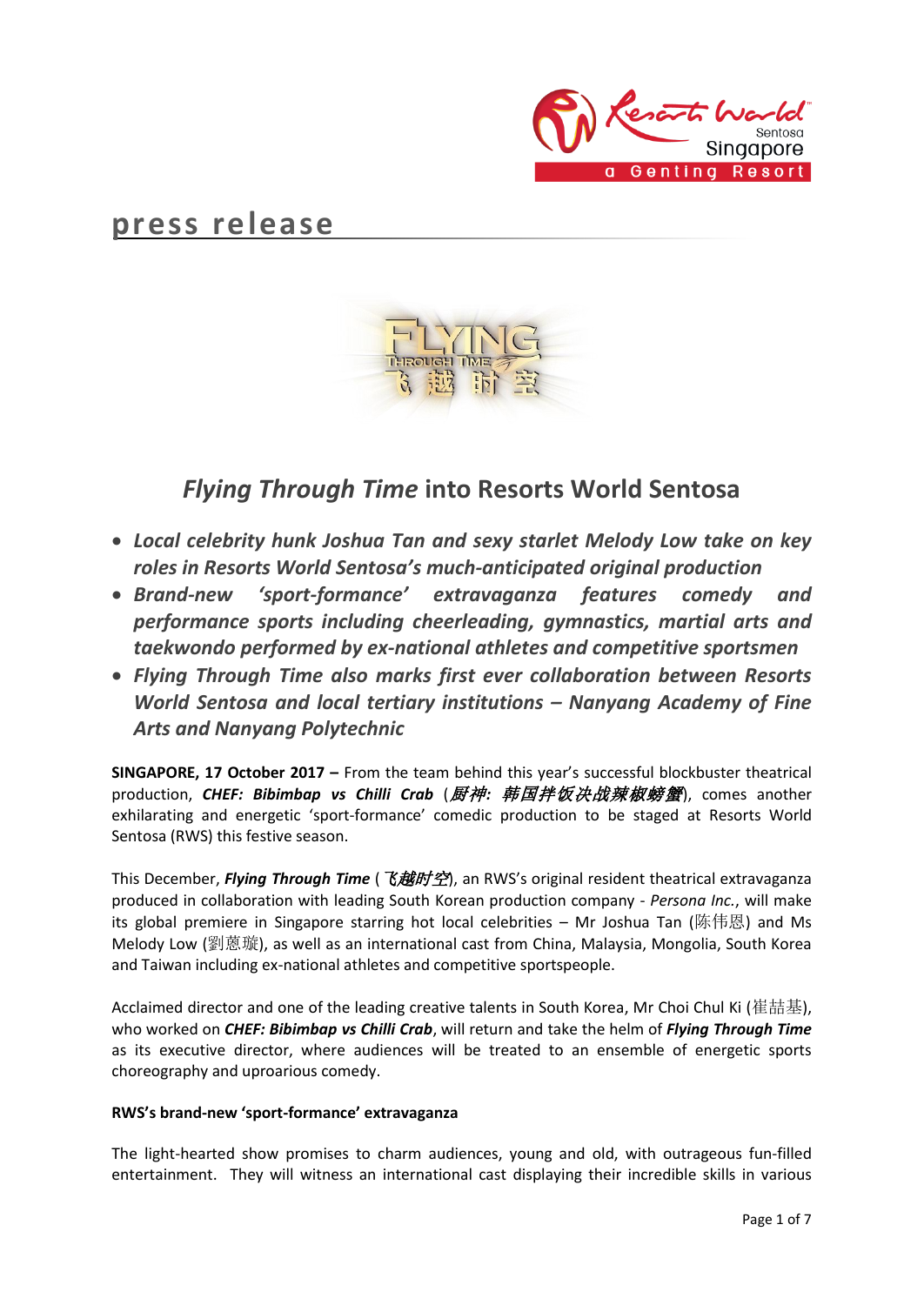# press release

## *Flying Through Time* into Resorts World Sentosa

- ***Local celebrity hunk Joshua Tan and sexy starlet Melody Low take on key roles in Resorts World Sentosa's much-anticipated original production***
- ***Brand-new 'sport-formance' extravaganza features comedy and performance sports including cheerleading, gymnastics, martial arts and taekwondo performed by ex-national athletes and competitive sportsmen***
- ***Flying Through Time also marks first ever collaboration between Resorts World Sentosa and local tertiary institutions – Nanyang Academy of Fine Arts and Nanyang Polytechnic***

**SINGAPORE, 17 October 2017 –** From the team behind this year's successful blockbuster theatrical production, ***CHEF: Bibimbap vs Chilli Crab*** (*厨神: 韩国拌饭决战辣椒螃蟹*), comes another exhilarating and energetic 'sport-formance' comedic production to be staged at Resorts World Sentosa (RWS) this festive season.

This December, ***Flying Through Time*** (*飞越时空*), an RWS's original resident theatrical extravaganza produced in collaboration with leading South Korean production company - *Persona Inc.*, will make its global premiere in Singapore starring hot local celebrities – Mr Joshua Tan (陈伟恩) and Ms Melody Low (劉蒽璇), as well as an international cast from China, Malaysia, Mongolia, South Korea and Taiwan including ex-national athletes and competitive sportspeople.

Acclaimed director and one of the leading creative talents in South Korea, Mr Choi Chul Ki (崔喆基), who worked on ***CHEF: Bibimbap vs Chilli Crab***, will return and take the helm of ***Flying Through Time*** as its executive director, where audiences will be treated to an ensemble of energetic sports choreography and uproarious comedy.

**RWS's brand-new 'sport-formance' extravaganza**

The light-hearted show promises to charm audiences, young and old, with outrageous fun-filled entertainment. They will witness an international cast displaying their incredible skills in various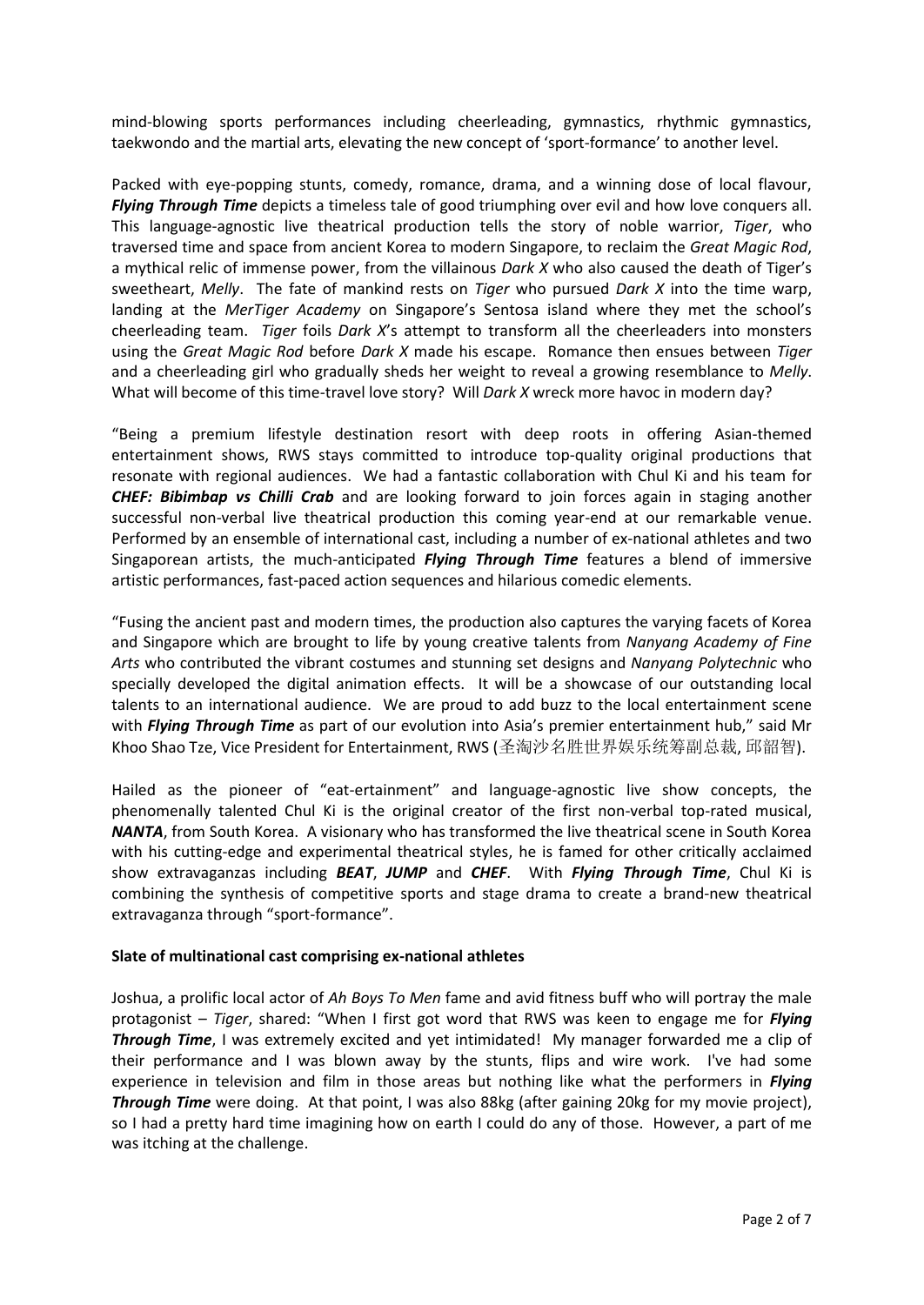mind-blowing sports performances including cheerleading, gymnastics, rhythmic gymnastics, taekwondo and the martial arts, elevating the new concept of 'sport-formance' to another level.

Packed with eye-popping stunts, comedy, romance, drama, and a winning dose of local flavour, ***Flying Through Time*** depicts a timeless tale of good triumphing over evil and how love conquers all. This language-agnostic live theatrical production tells the story of noble warrior, *Tiger*, who traversed time and space from ancient Korea to modern Singapore, to reclaim the *Great Magic Rod*, a mythical relic of immense power, from the villainous *Dark X* who also caused the death of Tiger's sweetheart, *Melly*. The fate of mankind rests on *Tiger* who pursued *Dark X* into the time warp, landing at the *MerTiger Academy* on Singapore's Sentosa island where they met the school's cheerleading team. *Tiger* foils *Dark X*'s attempt to transform all the cheerleaders into monsters using the *Great Magic Rod* before *Dark X* made his escape. Romance then ensues between *Tiger* and a cheerleading girl who gradually sheds her weight to reveal a growing resemblance to *Melly*. What will become of this time-travel love story? Will *Dark X* wreck more havoc in modern day?

"Being a premium lifestyle destination resort with deep roots in offering Asian-themed entertainment shows, RWS stays committed to introduce top-quality original productions that resonate with regional audiences. We had a fantastic collaboration with Chul Ki and his team for ***CHEF: Bibimbap vs Chilli Crab*** and are looking forward to join forces again in staging another successful non-verbal live theatrical production this coming year-end at our remarkable venue. Performed by an ensemble of international cast, including a number of ex-national athletes and two Singaporean artists, the much-anticipated ***Flying Through Time*** features a blend of immersive artistic performances, fast-paced action sequences and hilarious comedic elements.

"Fusing the ancient past and modern times, the production also captures the varying facets of Korea and Singapore which are brought to life by young creative talents from *Nanyang Academy of Fine Arts* who contributed the vibrant costumes and stunning set designs and *Nanyang Polytechnic* who specially developed the digital animation effects. It will be a showcase of our outstanding local talents to an international audience. We are proud to add buzz to the local entertainment scene with ***Flying Through Time*** as part of our evolution into Asia's premier entertainment hub," said Mr Khoo Shao Tze, Vice President for Entertainment, RWS (圣淘沙名胜世界娱乐统筹副总裁, 邱韶智).

Hailed as the pioneer of "eat-ertainment" and language-agnostic live show concepts, the phenomenally talented Chul Ki is the original creator of the first non-verbal top-rated musical, ***NANTA***, from South Korea. A visionary who has transformed the live theatrical scene in South Korea with his cutting-edge and experimental theatrical styles, he is famed for other critically acclaimed show extravaganzas including ***BEAT***, ***JUMP*** and ***CHEF***. With ***Flying Through Time***, Chul Ki is combining the synthesis of competitive sports and stage drama to create a brand-new theatrical extravaganza through "sport-formance".

**Slate of multinational cast comprising ex-national athletes**

Joshua, a prolific local actor of *Ah Boys To Men* fame and avid fitness buff who will portray the male protagonist – *Tiger*, shared: "When I first got word that RWS was keen to engage me for ***Flying Through Time***, I was extremely excited and yet intimidated! My manager forwarded me a clip of their performance and I was blown away by the stunts, flips and wire work. I've had some experience in television and film in those areas but nothing like what the performers in ***Flying Through Time*** were doing. At that point, I was also 88kg (after gaining 20kg for my movie project), so I had a pretty hard time imagining how on earth I could do any of those. However, a part of me was itching at the challenge.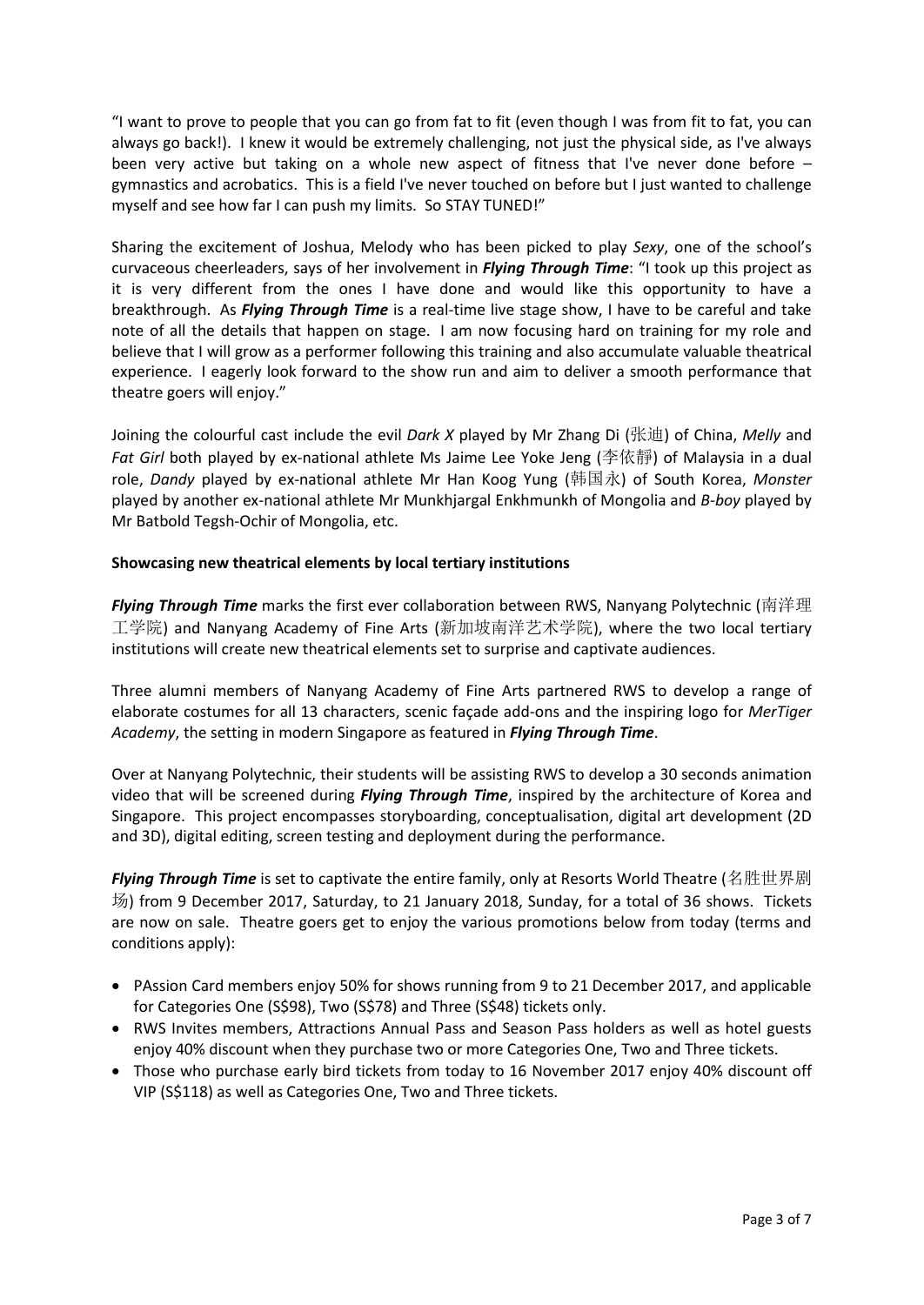"I want to prove to people that you can go from fat to fit (even though I was from fit to fat, you can always go back!). I knew it would be extremely challenging, not just the physical side, as I've always been very active but taking on a whole new aspect of fitness that I've never done before – gymnastics and acrobatics. This is a field I've never touched on before but I just wanted to challenge myself and see how far I can push my limits. So STAY TUNED!"

Sharing the excitement of Joshua, Melody who has been picked to play *Sexy*, one of the school's curvaceous cheerleaders, says of her involvement in ***Flying Through Time***: "I took up this project as it is very different from the ones I have done and would like this opportunity to have a breakthrough. As ***Flying Through Time*** is a real-time live stage show, I have to be careful and take note of all the details that happen on stage. I am now focusing hard on training for my role and believe that I will grow as a performer following this training and also accumulate valuable theatrical experience. I eagerly look forward to the show run and aim to deliver a smooth performance that theatre goers will enjoy."

Joining the colourful cast include the evil *Dark X* played by Mr Zhang Di (张迪) of China, *Melly* and *Fat Girl* both played by ex-national athlete Ms Jaime Lee Yoke Jeng (李依静) of Malaysia in a dual role, *Dandy* played by ex-national athlete Mr Han Koog Yung (韩国永) of South Korea, *Monster* played by another ex-national athlete Mr Munkhjargal Enkhmunkh of Mongolia and *B-boy* played by Mr Batbold Tegsh-Ochir of Mongolia, etc.

**Showcasing new theatrical elements by local tertiary institutions**

***Flying Through Time*** marks the first ever collaboration between RWS, Nanyang Polytechnic (南洋理工学院) and Nanyang Academy of Fine Arts (新加坡南洋艺术学院), where the two local tertiary institutions will create new theatrical elements set to surprise and captivate audiences.

Three alumni members of Nanyang Academy of Fine Arts partnered RWS to develop a range of elaborate costumes for all 13 characters, scenic façade add-ons and the inspiring logo for *MerTiger Academy*, the setting in modern Singapore as featured in ***Flying Through Time***.

Over at Nanyang Polytechnic, their students will be assisting RWS to develop a 30 seconds animation video that will be screened during ***Flying Through Time***, inspired by the architecture of Korea and Singapore. This project encompasses storyboarding, conceptualisation, digital art development (2D and 3D), digital editing, screen testing and deployment during the performance.

***Flying Through Time*** is set to captivate the entire family, only at Resorts World Theatre (名胜世界剧场) from 9 December 2017, Saturday, to 21 January 2018, Sunday, for a total of 36 shows. Tickets are now on sale. Theatre goers get to enjoy the various promotions below from today (terms and conditions apply):

- PAssion Card members enjoy 50% for shows running from 9 to 21 December 2017, and applicable for Categories One (S$98), Two (S$78) and Three (S$48) tickets only.
- RWS Invites members, Attractions Annual Pass and Season Pass holders as well as hotel guests enjoy 40% discount when they purchase two or more Categories One, Two and Three tickets.
- Those who purchase early bird tickets from today to 16 November 2017 enjoy 40% discount off VIP (S$118) as well as Categories One, Two and Three tickets.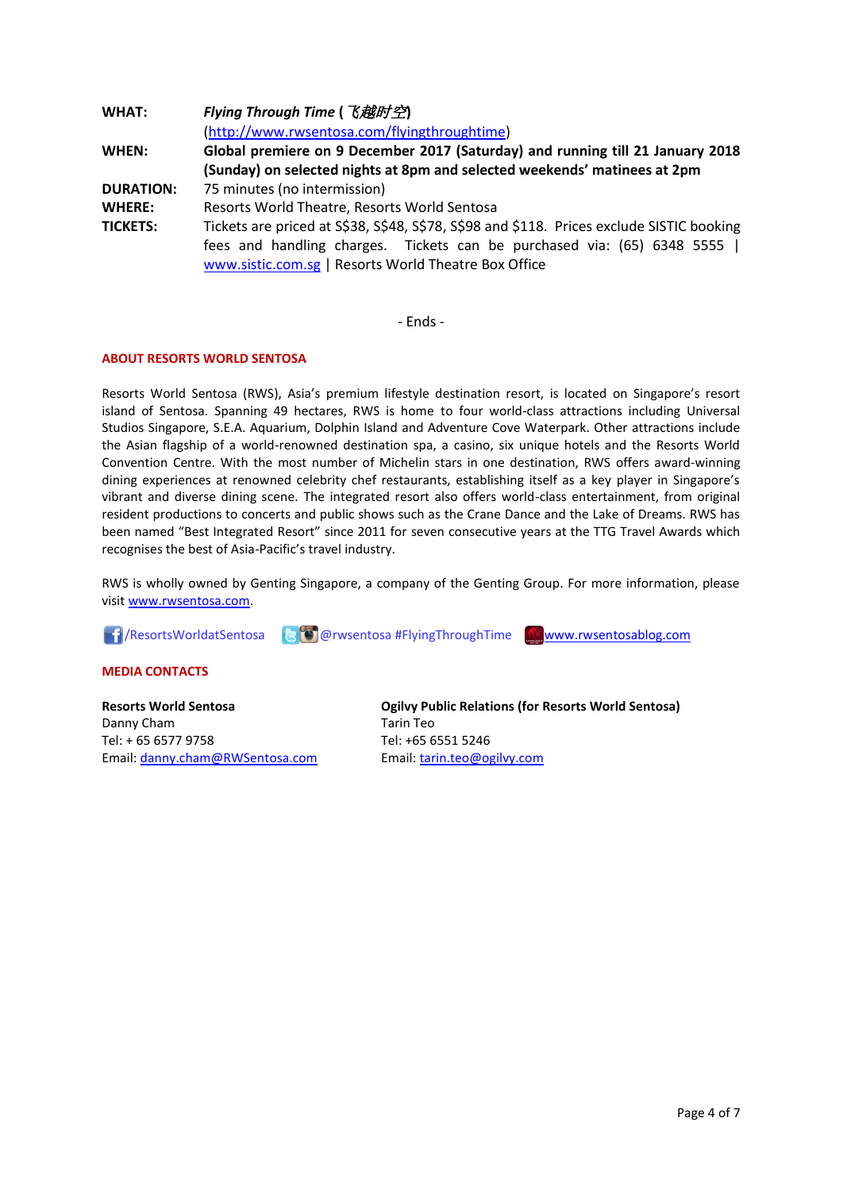| | |
|---|---|
| **WHAT:** | ***Flying Through Time* (飞越时空)** (http://www.rwsentosa.com/flyingthroughtime) |
| **WHEN:** | **Global premiere on 9 December 2017 (Saturday) and running till 21 January 2018 (Sunday) on selected nights at 8pm and selected weekends' matinees at 2pm** |
| **DURATION:** | 75 minutes (no intermission) |
| **WHERE:** | Resorts World Theatre, Resorts World Sentosa |
| **TICKETS:** | Tickets are priced at S$38, S$48, S$78, S$98 and $118. Prices exclude SISTIC booking fees and handling charges. Tickets can be purchased via: (65) 6348 5555 \| www.sistic.com.sg \| Resorts World Theatre Box Office |

- Ends -

**ABOUT RESORTS WORLD SENTOSA**

Resorts World Sentosa (RWS), Asia's premium lifestyle destination resort, is located on Singapore's resort island of Sentosa. Spanning 49 hectares, RWS is home to four world-class attractions including Universal Studios Singapore, S.E.A. Aquarium, Dolphin Island and Adventure Cove Waterpark. Other attractions include the Asian flagship of a world-renowned destination spa, a casino, six unique hotels and the Resorts World Convention Centre. With the most number of Michelin stars in one destination, RWS offers award-winning dining experiences at renowned celebrity chef restaurants, establishing itself as a key player in Singapore's vibrant and diverse dining scene. The integrated resort also offers world-class entertainment, from original resident productions to concerts and public shows such as the Crane Dance and the Lake of Dreams. RWS has been named "Best Integrated Resort" since 2011 for seven consecutive years at the TTG Travel Awards which recognises the best of Asia-Pacific's travel industry.

RWS is wholly owned by Genting Singapore, a company of the Genting Group. For more information, please visit www.rwsentosa.com.

/ResortsWorldatSentosa @rwsentosa #FlyingThroughTime www.rwsentosablog.com

**MEDIA CONTACTS**

**Resorts World Sentosa**
Danny Cham
Tel: + 65 6577 9758
Email: danny.cham@RWSentosa.com

**Ogilvy Public Relations (for Resorts World Sentosa)**
Tarin Teo
Tel: +65 6551 5246
Email: tarin.teo@ogilvy.com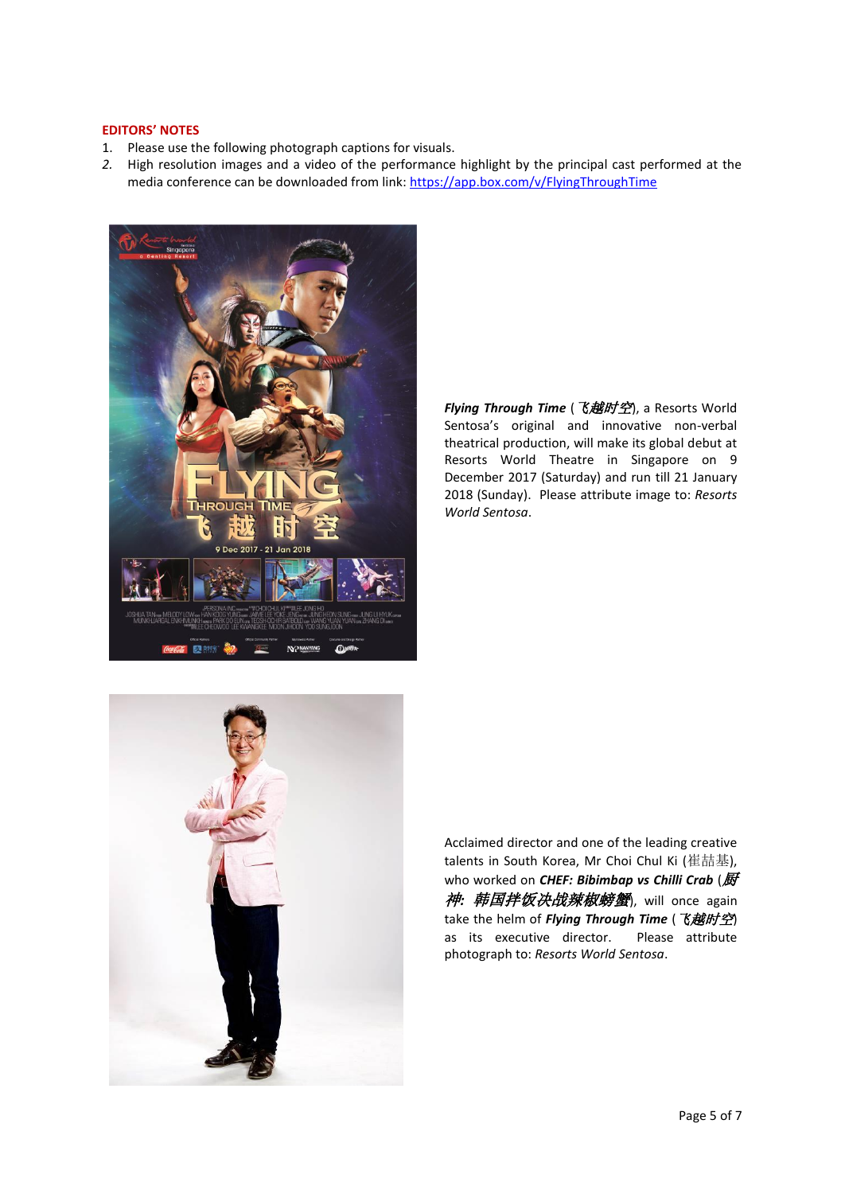**EDITORS' NOTES**

1. Please use the following photograph captions for visuals.
2. High resolution images and a video of the performance highlight by the principal cast performed at the media conference can be downloaded from link: https://app.box.com/v/FlyingThroughTime

***Flying Through Time*** (*飞越时空*), a Resorts World Sentosa's original and innovative non-verbal theatrical production, will make its global debut at Resorts World Theatre in Singapore on 9 December 2017 (Saturday) and run till 21 January 2018 (Sunday). Please attribute image to: *Resorts World Sentosa*.

Acclaimed director and one of the leading creative talents in South Korea, Mr Choi Chul Ki (崔喆基), who worked on ***CHEF: Bibimbap vs Chilli Crab*** (*厨神: 韩国拌饭决战辣椒螃蟹*), will once again take the helm of ***Flying Through Time*** (*飞越时空*) as its executive director. Please attribute photograph to: *Resorts World Sentosa*.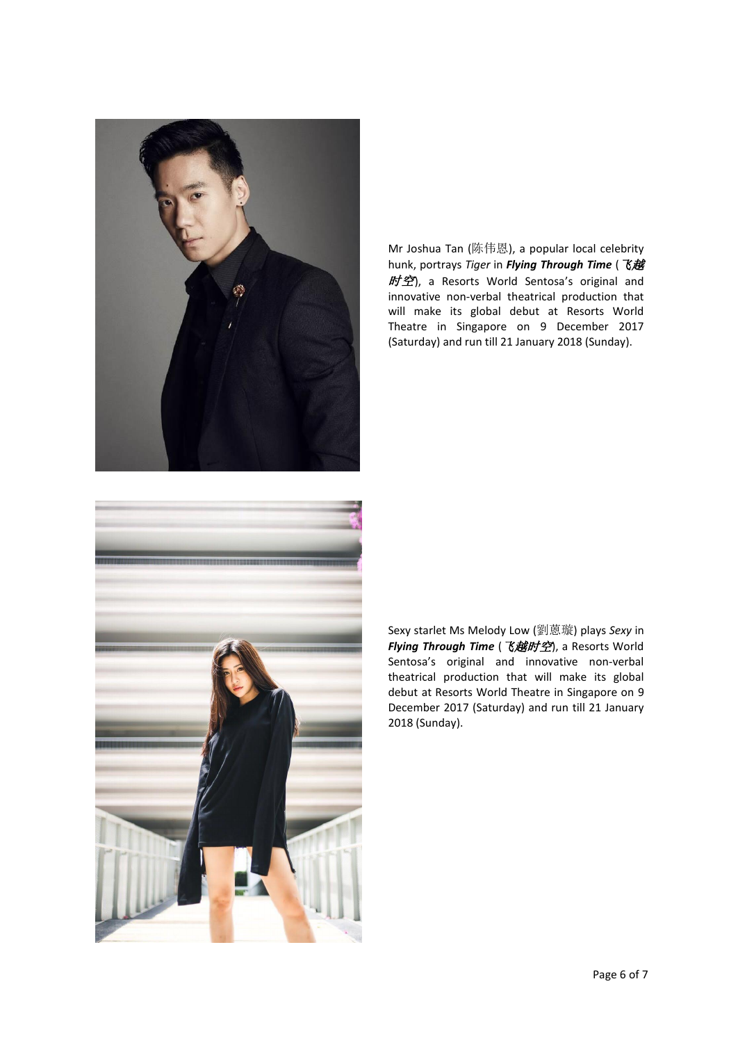Mr Joshua Tan (陈伟恩), a popular local celebrity hunk, portrays *Tiger* in ***Flying Through Time*** (*飞越时空*), a Resorts World Sentosa's original and innovative non-verbal theatrical production that will make its global debut at Resorts World Theatre in Singapore on 9 December 2017 (Saturday) and run till 21 January 2018 (Sunday).

Sexy starlet Ms Melody Low (劉蒽璇) plays *Sexy* in ***Flying Through Time*** (*飞越时空*), a Resorts World Sentosa's original and innovative non-verbal theatrical production that will make its global debut at Resorts World Theatre in Singapore on 9 December 2017 (Saturday) and run till 21 January 2018 (Sunday).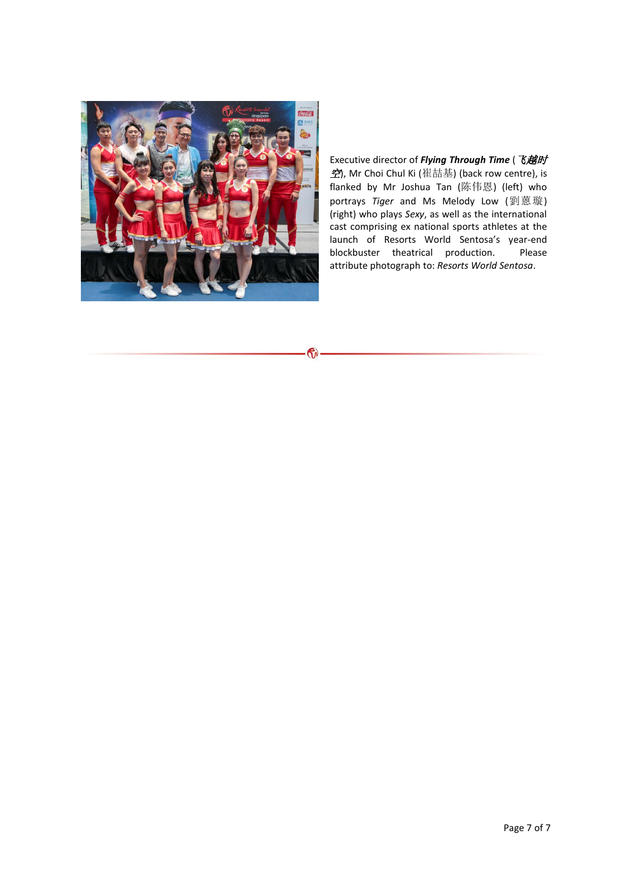Executive director of ***Flying Through Time*** (*飞越时空*), Mr Choi Chul Ki (崔喆基) (back row centre), is flanked by Mr Joshua Tan (陈伟恩) (left) who portrays *Tiger* and Ms Melody Low (劉蕙璇) (right) who plays *Sexy*, as well as the international cast comprising ex national sports athletes at the launch of Resorts World Sentosa's year-end blockbuster theatrical production. Please attribute photograph to: *Resorts World Sentosa*.